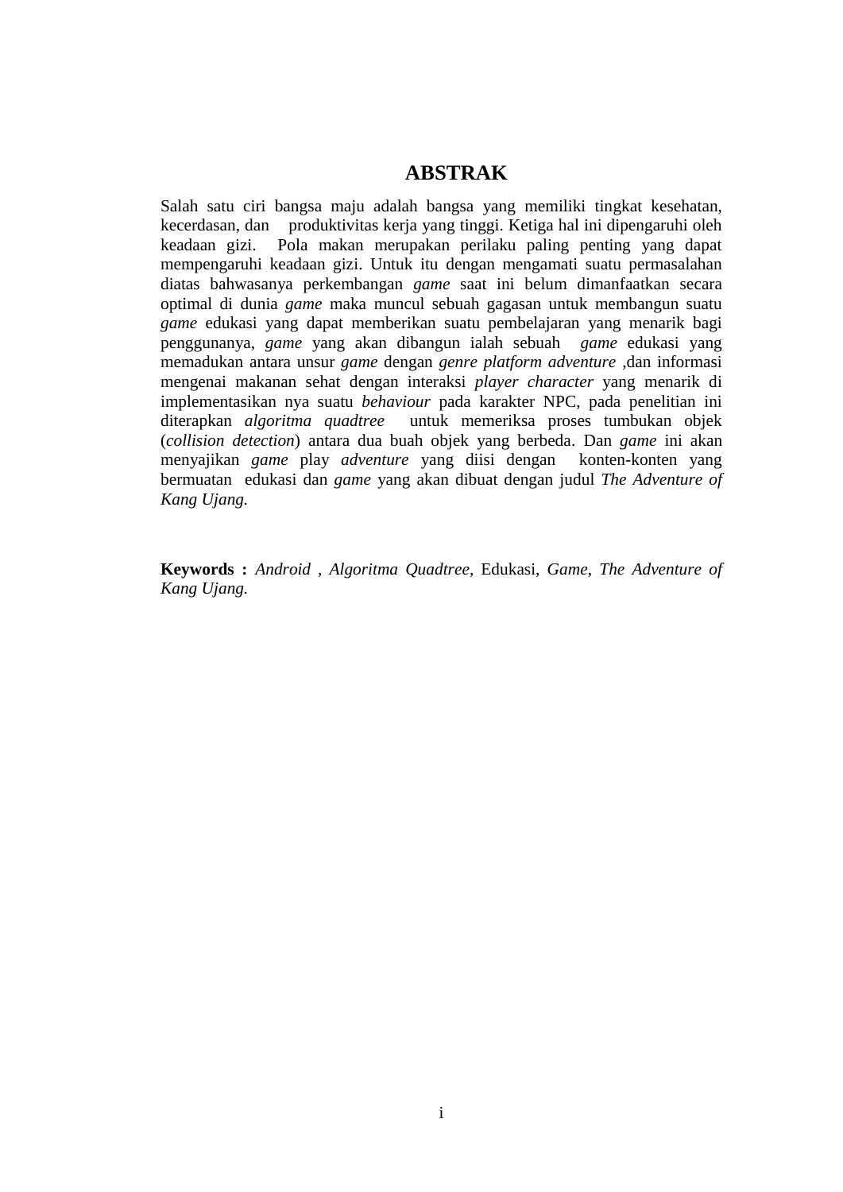# ABSTRAK

Salah satu ciri bangsa maju adalah bangsa yang memiliki tingkat kesehatan, kecerdasan, dan produktivitas kerja yang tinggi. Ketiga hal ini dipengaruhi oleh keadaan gizi. Pola makan merupakan perilaku paling penting yang dapat mempengaruhi keadaan gizi. Untuk itu dengan mengamati suatu permasalahan diatas bahwasanya perkembangan *game* saat ini belum dimanfaatkan secara optimal di dunia *game* maka muncul sebuah gagasan untuk membangun suatu *game* edukasi yang dapat memberikan suatu pembelajaran yang menarik bagi penggunanya, *game* yang akan dibangun ialah sebuah *game* edukasi yang memadukan antara unsur *game* dengan *genre platform adventure* ,dan informasi mengenai makanan sehat dengan interaksi *player character* yang menarik di implementasikan nya suatu *behaviour* pada karakter NPC, pada penelitian ini diterapkan *algoritma quadtree* untuk memeriksa proses tumbukan objek (*collision detection*) antara dua buah objek yang berbeda. Dan *game* ini akan menyajikan *game* play *adventure* yang diisi dengan konten-konten yang bermuatan edukasi dan *game* yang akan dibuat dengan judul *The Adventure of Kang Ujang.*

**Keywords :** *Android* , *Algoritma Quadtree*, Edukasi, *Game*, *The Adventure of Kang Ujang.*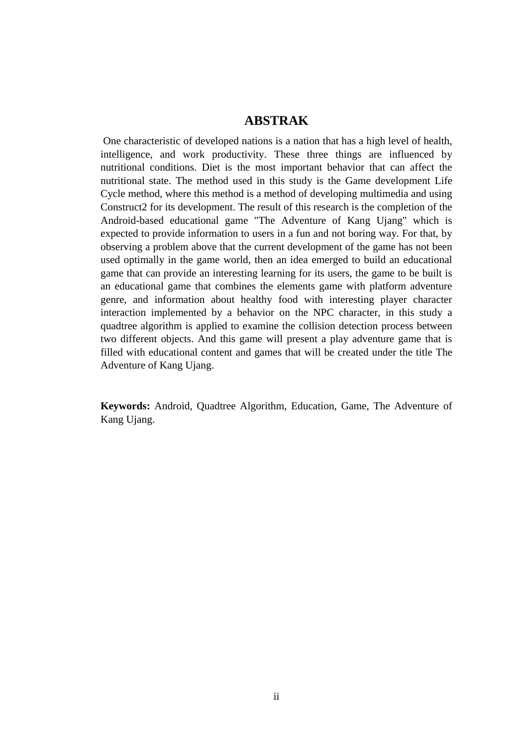# ABSTRAK

One characteristic of developed nations is a nation that has a high level of health, intelligence, and work productivity. These three things are influenced by nutritional conditions. Diet is the most important behavior that can affect the nutritional state. The method used in this study is the Game development Life Cycle method, where this method is a method of developing multimedia and using Construct2 for its development. The result of this research is the completion of the Android-based educational game "The Adventure of Kang Ujang" which is expected to provide information to users in a fun and not boring way. For that, by observing a problem above that the current development of the game has not been used optimally in the game world, then an idea emerged to build an educational game that can provide an interesting learning for its users, the game to be built is an educational game that combines the elements game with platform adventure genre, and information about healthy food with interesting player character interaction implemented by a behavior on the NPC character, in this study a quadtree algorithm is applied to examine the collision detection process between two different objects. And this game will present a play adventure game that is filled with educational content and games that will be created under the title The Adventure of Kang Ujang.

**Keywords:** Android, Quadtree Algorithm, Education, Game, The Adventure of Kang Ujang.